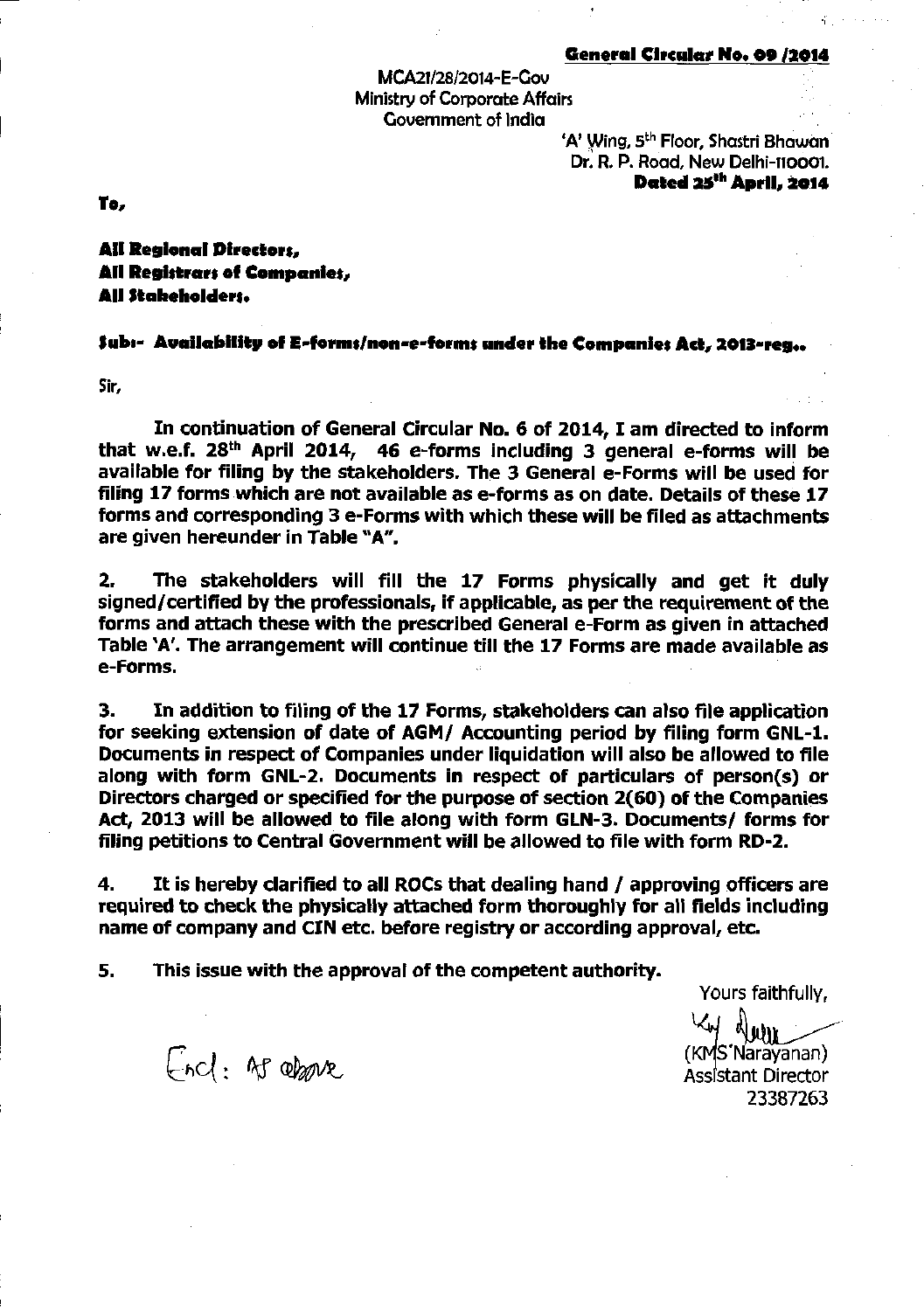**General Circular No. 09 /2014**

MCA21/28/2014-E-Gov
Ministry of Corporate Affairs
Government of India

'A' Wing, 5th Floor, Shastri Bhawan
Dr. R. P. Road, New Delhi-110001.
**Dated 25th April, 2014**

**To,**

**All Regional Directors,**
**All Registrars of Companies,**
**All Stakeholders.**

**Sub:- Availability of E-forms/non-e-forms under the Companies Act, 2013-reg..**

Sir,

**In continuation of General Circular No. 6 of 2014, I am directed to inform that w.e.f. 28th April 2014, 46 e-forms including 3 general e-forms will be available for filing by the stakeholders. The 3 General e-Forms will be used for filing 17 forms which are not available as e-forms as on date. Details of these 17 forms and corresponding 3 e-Forms with which these will be filed as attachments are given hereunder in Table "A".**

**2. The stakeholders will fill the 17 Forms physically and get it duly signed/certified by the professionals, if applicable, as per the requirement of the forms and attach these with the prescribed General e-Form as given in attached Table 'A'. The arrangement will continue till the 17 Forms are made available as e-Forms.**

**3. In addition to filing of the 17 Forms, stakeholders can also file application for seeking extension of date of AGM/ Accounting period by filing form GNL-1. Documents in respect of Companies under liquidation will also be allowed to file along with form GNL-2. Documents in respect of particulars of person(s) or Directors charged or specified for the purpose of section 2(60) of the Companies Act, 2013 will be allowed to file along with form GLN-3. Documents/ forms for filing petitions to Central Government will be allowed to file with form RD-2.**

**4. It is hereby clarified to all ROCs that dealing hand / approving officers are required to check the physically attached form thoroughly for all fields including name of company and CIN etc. before registry or according approval, etc.**

**5. This issue with the approval of the competent authority.**

Yours faithfully,

(KMS Narayanan)
Assistant Director
23387263

Encl: As above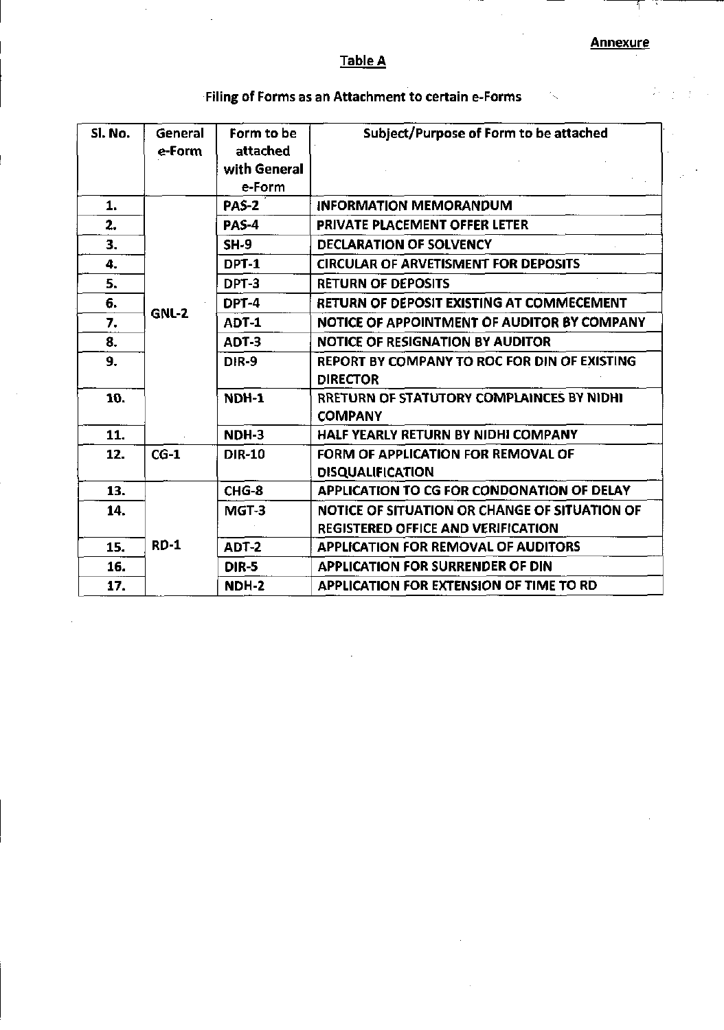**Annexure**

## Table A

### Filing of Forms as an Attachment to certain e-Forms

| Sl. No. | General e-Form | Form to be attached with General e-Form | Subject/Purpose of Form to be attached |
|---|---|---|---|
| 1. | GNL-2 | PAS-2 | INFORMATION MEMORANDUM |
| 2. | | PAS-4 | PRIVATE PLACEMENT OFFER LETER |
| 3. | | SH-9 | DECLARATION OF SOLVENCY |
| 4. | | DPT-1 | CIRCULAR OF ARVETISMENT FOR DEPOSITS |
| 5. | | DPT-3 | RETURN OF DEPOSITS |
| 6. | | DPT-4 | RETURN OF DEPOSIT EXISTING AT COMMECEMENT |
| 7. | | ADT-1 | NOTICE OF APPOINTMENT OF AUDITOR BY COMPANY |
| 8. | | ADT-3 | NOTICE OF RESIGNATION BY AUDITOR |
| 9. | | DIR-9 | REPORT BY COMPANY TO ROC FOR DIN OF EXISTING DIRECTOR |
| 10. | | NDH-1 | RRETURN OF STATUTORY COMPLAINCES BY NIDHI COMPANY |
| 11. | | NDH-3 | HALF YEARLY RETURN BY NIDHI COMPANY |
| 12. | CG-1 | DIR-10 | FORM OF APPLICATION FOR REMOVAL OF DISQUALIFICATION |
| 13. | RD-1 | CHG-8 | APPLICATION TO CG FOR CONDONATION OF DELAY |
| 14. | | MGT-3 | NOTICE OF SITUATION OR CHANGE OF SITUATION OF REGISTERED OFFICE AND VERIFICATION |
| 15. | | ADT-2 | APPLICATION FOR REMOVAL OF AUDITORS |
| 16. | | DIR-5 | APPLICATION FOR SURRENDER OF DIN |
| 17. | | NDH-2 | APPLICATION FOR EXTENSION OF TIME TO RD |